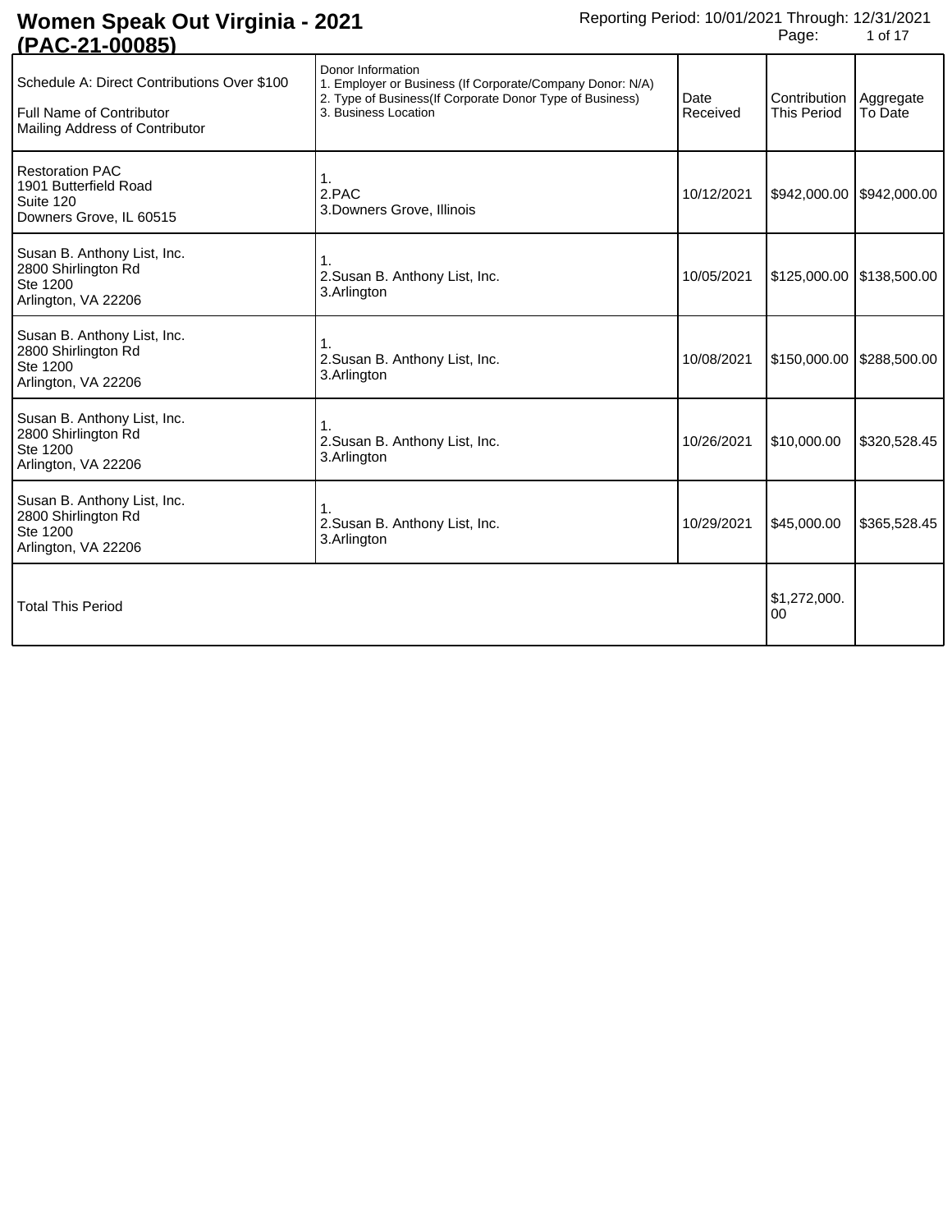# Women Speak Out Virginia - 2021 (PAC-21-00085)

Reporting Period: 10/01/2021 Through: 12/31/2021

| Schedule A: Direct Contributions Over $100<br>Full Name of Contributor<br>Mailing Address of Contributor | Donor Information<br>1. Employer or Business (If Corporate/Company Donor: N/A)<br>2. Type of Business(If Corporate Donor Type of Business)<br>3. Business Location | Date Received | Contribution This Period | Aggregate To Date |
|---|---|---|---|---|
| Restoration PAC<br>1901 Butterfield Road<br>Suite 120<br>Downers Grove, IL 60515 | 1.<br>2.PAC<br>3.Downers Grove, Illinois | 10/12/2021 | $942,000.00 | $942,000.00 |
| Susan B. Anthony List, Inc.<br>2800 Shirlington Rd<br>Ste 1200<br>Arlington, VA 22206 | 1.<br>2.Susan B. Anthony List, Inc.<br>3.Arlington | 10/05/2021 | $125,000.00 | $138,500.00 |
| Susan B. Anthony List, Inc.<br>2800 Shirlington Rd<br>Ste 1200<br>Arlington, VA 22206 | 1.<br>2.Susan B. Anthony List, Inc.<br>3.Arlington | 10/08/2021 | $150,000.00 | $288,500.00 |
| Susan B. Anthony List, Inc.<br>2800 Shirlington Rd<br>Ste 1200<br>Arlington, VA 22206 | 1.<br>2.Susan B. Anthony List, Inc.<br>3.Arlington | 10/26/2021 | $10,000.00 | $320,528.45 |
| Susan B. Anthony List, Inc.<br>2800 Shirlington Rd<br>Ste 1200<br>Arlington, VA 22206 | 1.<br>2.Susan B. Anthony List, Inc.<br>3.Arlington | 10/29/2021 | $45,000.00 | $365,528.45 |
| Total This Period | | | $1,272,000.00 | |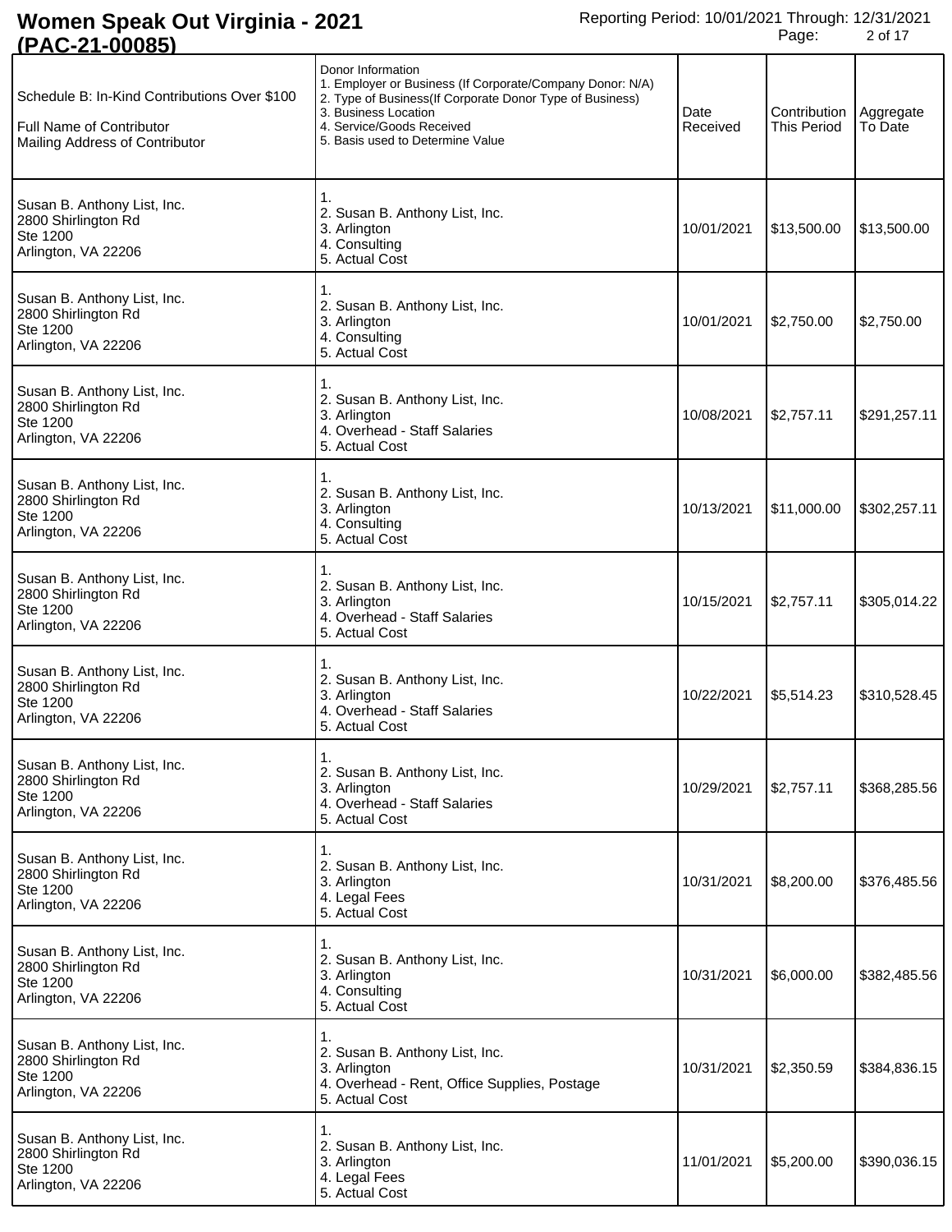# Women Speak Out Virginia - 2021 (PAC-21-00085)

Reporting Period: 10/01/2021 Through: 12/31/2021

| Schedule B: In-Kind Contributions Over $100<br>Full Name of Contributor<br>Mailing Address of Contributor | Donor Information<br>1. Employer or Business (If Corporate/Company Donor: N/A)<br>2. Type of Business(If Corporate Donor Type of Business)<br>3. Business Location<br>4. Service/Goods Received<br>5. Basis used to Determine Value | Date Received | Contribution This Period | Aggregate To Date |
|---|---|---|---|---|
| Susan B. Anthony List, Inc.<br>2800 Shirlington Rd<br>Ste 1200<br>Arlington, VA 22206 | 1.<br>2. Susan B. Anthony List, Inc.<br>3. Arlington<br>4. Consulting<br>5. Actual Cost | 10/01/2021 | $13,500.00 | $13,500.00 |
| Susan B. Anthony List, Inc.<br>2800 Shirlington Rd<br>Ste 1200<br>Arlington, VA 22206 | 1.<br>2. Susan B. Anthony List, Inc.<br>3. Arlington<br>4. Consulting<br>5. Actual Cost | 10/01/2021 | $2,750.00 | $2,750.00 |
| Susan B. Anthony List, Inc.<br>2800 Shirlington Rd<br>Ste 1200<br>Arlington, VA 22206 | 1.<br>2. Susan B. Anthony List, Inc.<br>3. Arlington<br>4. Overhead - Staff Salaries<br>5. Actual Cost | 10/08/2021 | $2,757.11 | $291,257.11 |
| Susan B. Anthony List, Inc.<br>2800 Shirlington Rd<br>Ste 1200<br>Arlington, VA 22206 | 1.<br>2. Susan B. Anthony List, Inc.<br>3. Arlington<br>4. Consulting<br>5. Actual Cost | 10/13/2021 | $11,000.00 | $302,257.11 |
| Susan B. Anthony List, Inc.<br>2800 Shirlington Rd<br>Ste 1200<br>Arlington, VA 22206 | 1.<br>2. Susan B. Anthony List, Inc.<br>3. Arlington<br>4. Overhead - Staff Salaries<br>5. Actual Cost | 10/15/2021 | $2,757.11 | $305,014.22 |
| Susan B. Anthony List, Inc.<br>2800 Shirlington Rd<br>Ste 1200<br>Arlington, VA 22206 | 1.<br>2. Susan B. Anthony List, Inc.<br>3. Arlington<br>4. Overhead - Staff Salaries<br>5. Actual Cost | 10/22/2021 | $5,514.23 | $310,528.45 |
| Susan B. Anthony List, Inc.<br>2800 Shirlington Rd<br>Ste 1200<br>Arlington, VA 22206 | 1.<br>2. Susan B. Anthony List, Inc.<br>3. Arlington<br>4. Overhead - Staff Salaries<br>5. Actual Cost | 10/29/2021 | $2,757.11 | $368,285.56 |
| Susan B. Anthony List, Inc.<br>2800 Shirlington Rd<br>Ste 1200<br>Arlington, VA 22206 | 1.<br>2. Susan B. Anthony List, Inc.<br>3. Arlington<br>4. Legal Fees<br>5. Actual Cost | 10/31/2021 | $8,200.00 | $376,485.56 |
| Susan B. Anthony List, Inc.<br>2800 Shirlington Rd<br>Ste 1200<br>Arlington, VA 22206 | 1.<br>2. Susan B. Anthony List, Inc.<br>3. Arlington<br>4. Consulting<br>5. Actual Cost | 10/31/2021 | $6,000.00 | $382,485.56 |
| Susan B. Anthony List, Inc.<br>2800 Shirlington Rd<br>Ste 1200<br>Arlington, VA 22206 | 1.<br>2. Susan B. Anthony List, Inc.<br>3. Arlington<br>4. Overhead - Rent, Office Supplies, Postage<br>5. Actual Cost | 10/31/2021 | $2,350.59 | $384,836.15 |
| Susan B. Anthony List, Inc.<br>2800 Shirlington Rd<br>Ste 1200<br>Arlington, VA 22206 | 1.<br>2. Susan B. Anthony List, Inc.<br>3. Arlington<br>4. Legal Fees<br>5. Actual Cost | 11/01/2021 | $5,200.00 | $390,036.15 |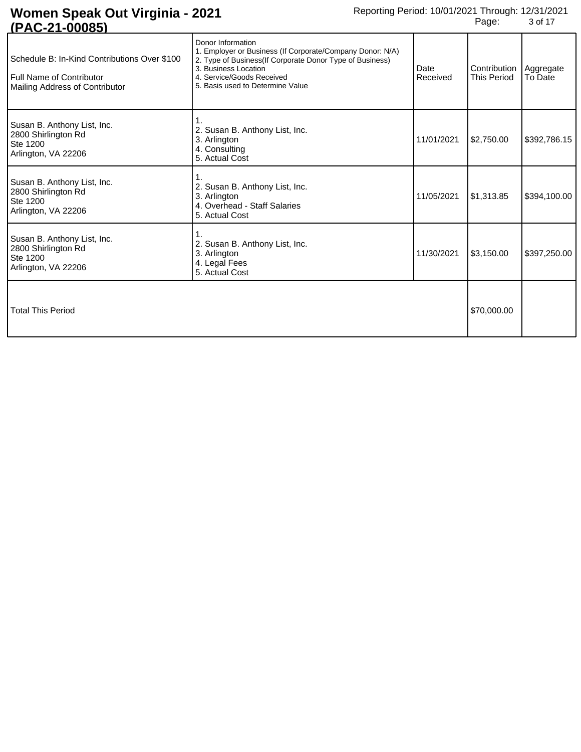# Women Speak Out Virginia - 2021 (PAC-21-00085)

Reporting Period: 10/01/2021 Through: 12/31/2021

| Schedule B: In-Kind Contributions Over $100<br>Full Name of Contributor<br>Mailing Address of Contributor | Donor Information<br>1. Employer or Business (If Corporate/Company Donor: N/A)<br>2. Type of Business(If Corporate Donor Type of Business)<br>3. Business Location<br>4. Service/Goods Received<br>5. Basis used to Determine Value | Date Received | Contribution This Period | Aggregate To Date |
|---|---|---|---|---|
| Susan B. Anthony List, Inc.<br>2800 Shirlington Rd<br>Ste 1200<br>Arlington, VA 22206 | 1.<br>2. Susan B. Anthony List, Inc.<br>3. Arlington<br>4. Consulting<br>5. Actual Cost | 11/01/2021 | $2,750.00 | $392,786.15 |
| Susan B. Anthony List, Inc.<br>2800 Shirlington Rd<br>Ste 1200<br>Arlington, VA 22206 | 1.<br>2. Susan B. Anthony List, Inc.<br>3. Arlington<br>4. Overhead - Staff Salaries<br>5. Actual Cost | 11/05/2021 | $1,313.85 | $394,100.00 |
| Susan B. Anthony List, Inc.<br>2800 Shirlington Rd<br>Ste 1200<br>Arlington, VA 22206 | 1.<br>2. Susan B. Anthony List, Inc.<br>3. Arlington<br>4. Legal Fees<br>5. Actual Cost | 11/30/2021 | $3,150.00 | $397,250.00 |
| Total This Period | | | $70,000.00 | |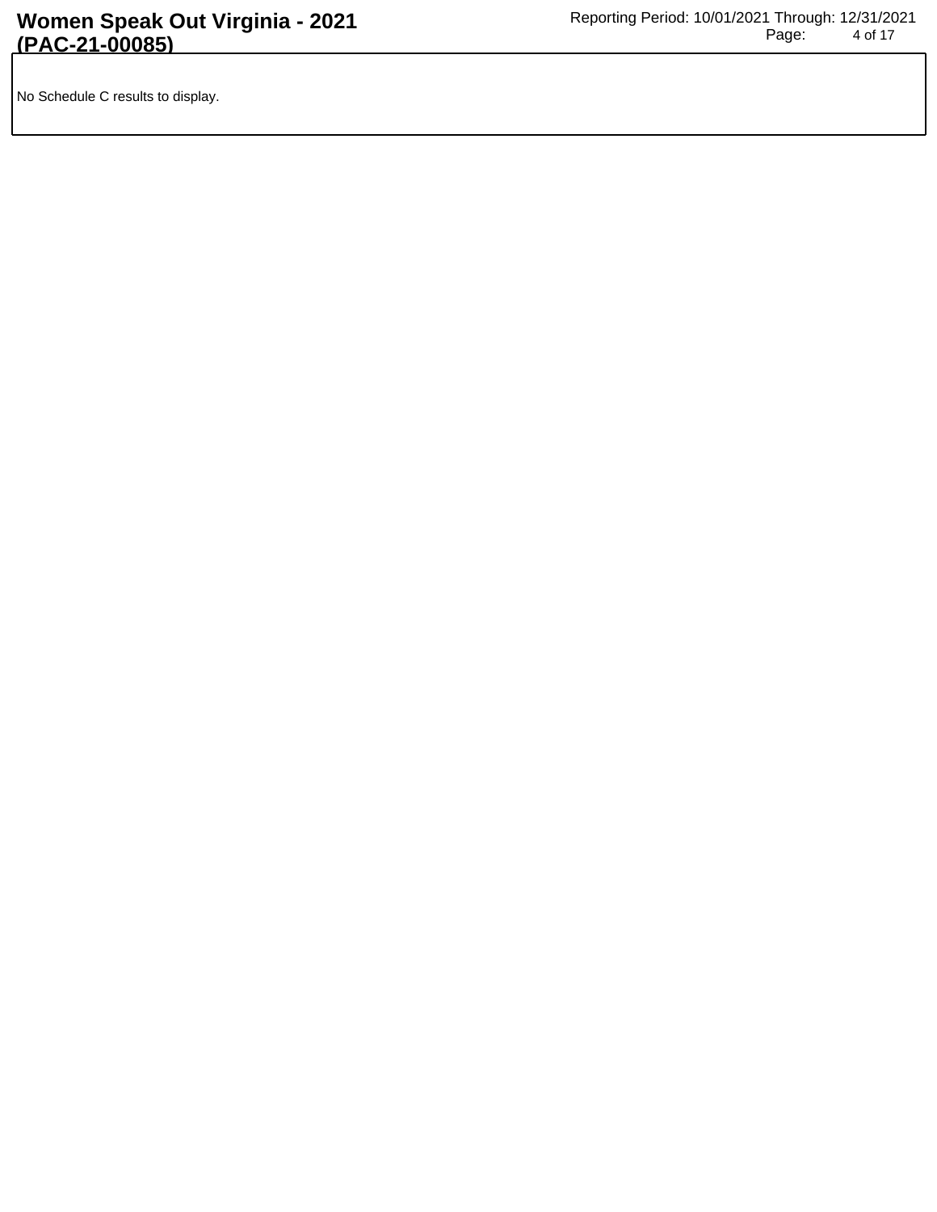No Schedule C results to display.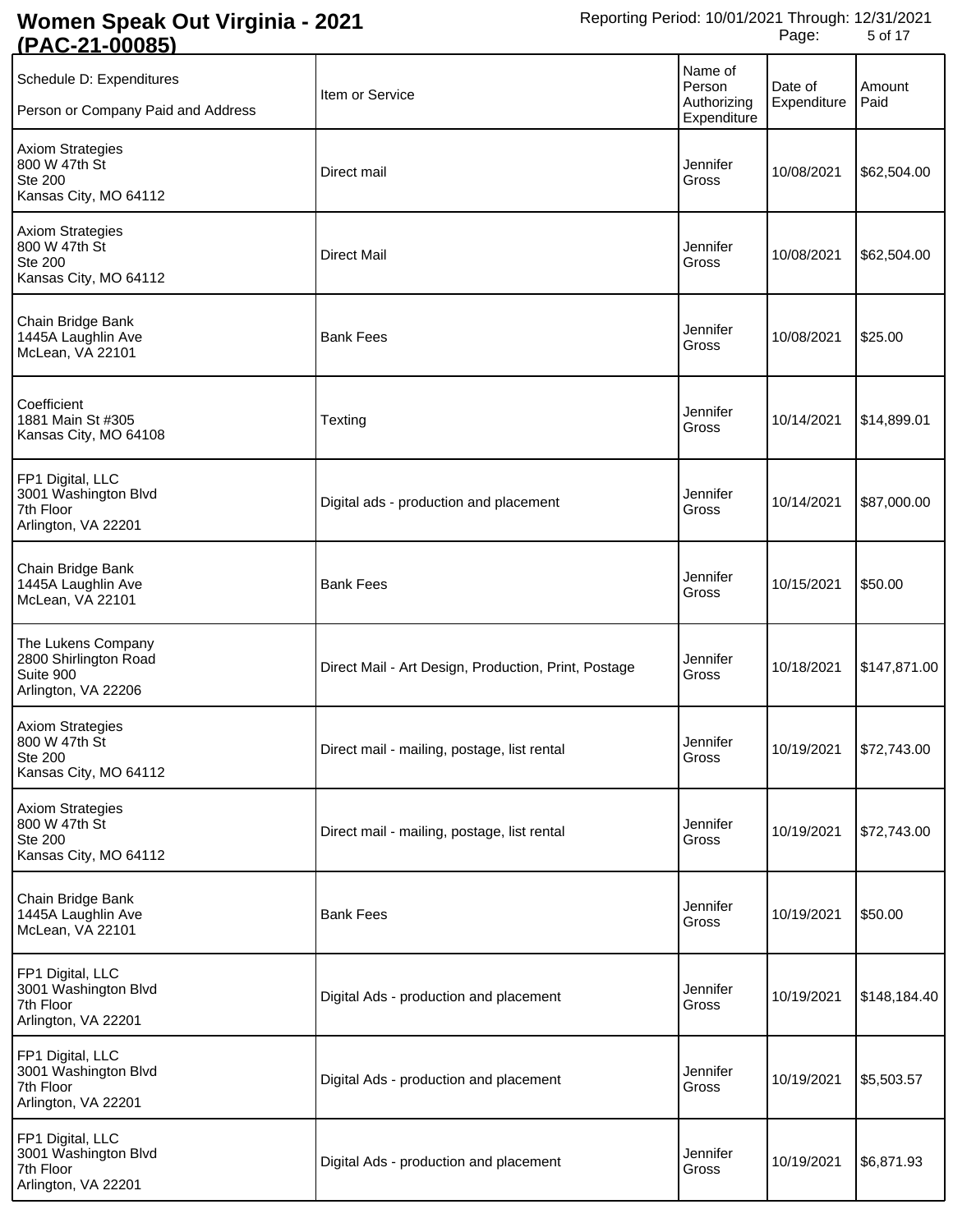# Women Speak Out Virginia - 2021 (PAC-21-00085)

Reporting Period: 10/01/2021 Through: 12/31/2021

| Schedule D: Expenditures<br>Person or Company Paid and Address | Item or Service | Name of Person Authorizing Expenditure | Date of Expenditure | Amount Paid |
|---|---|---|---|---|
| Axiom Strategies<br>800 W 47th St<br>Ste 200<br>Kansas City, MO 64112 | Direct mail | Jennifer Gross | 10/08/2021 | $62,504.00 |
| Axiom Strategies<br>800 W 47th St<br>Ste 200<br>Kansas City, MO 64112 | Direct Mail | Jennifer Gross | 10/08/2021 | $62,504.00 |
| Chain Bridge Bank<br>1445A Laughlin Ave<br>McLean, VA 22101 | Bank Fees | Jennifer Gross | 10/08/2021 | $25.00 |
| Coefficient<br>1881 Main St #305<br>Kansas City, MO 64108 | Texting | Jennifer Gross | 10/14/2021 | $14,899.01 |
| FP1 Digital, LLC<br>3001 Washington Blvd<br>7th Floor<br>Arlington, VA 22201 | Digital ads - production and placement | Jennifer Gross | 10/14/2021 | $87,000.00 |
| Chain Bridge Bank<br>1445A Laughlin Ave<br>McLean, VA 22101 | Bank Fees | Jennifer Gross | 10/15/2021 | $50.00 |
| The Lukens Company<br>2800 Shirlington Road<br>Suite 900<br>Arlington, VA 22206 | Direct Mail - Art Design, Production, Print, Postage | Jennifer Gross | 10/18/2021 | $147,871.00 |
| Axiom Strategies<br>800 W 47th St<br>Ste 200<br>Kansas City, MO 64112 | Direct mail - mailing, postage, list rental | Jennifer Gross | 10/19/2021 | $72,743.00 |
| Axiom Strategies<br>800 W 47th St<br>Ste 200<br>Kansas City, MO 64112 | Direct mail - mailing, postage, list rental | Jennifer Gross | 10/19/2021 | $72,743.00 |
| Chain Bridge Bank<br>1445A Laughlin Ave<br>McLean, VA 22101 | Bank Fees | Jennifer Gross | 10/19/2021 | $50.00 |
| FP1 Digital, LLC<br>3001 Washington Blvd<br>7th Floor<br>Arlington, VA 22201 | Digital Ads - production and placement | Jennifer Gross | 10/19/2021 | $148,184.40 |
| FP1 Digital, LLC<br>3001 Washington Blvd<br>7th Floor<br>Arlington, VA 22201 | Digital Ads - production and placement | Jennifer Gross | 10/19/2021 | $5,503.57 |
| FP1 Digital, LLC<br>3001 Washington Blvd<br>7th Floor<br>Arlington, VA 22201 | Digital Ads - production and placement | Jennifer Gross | 10/19/2021 | $6,871.93 |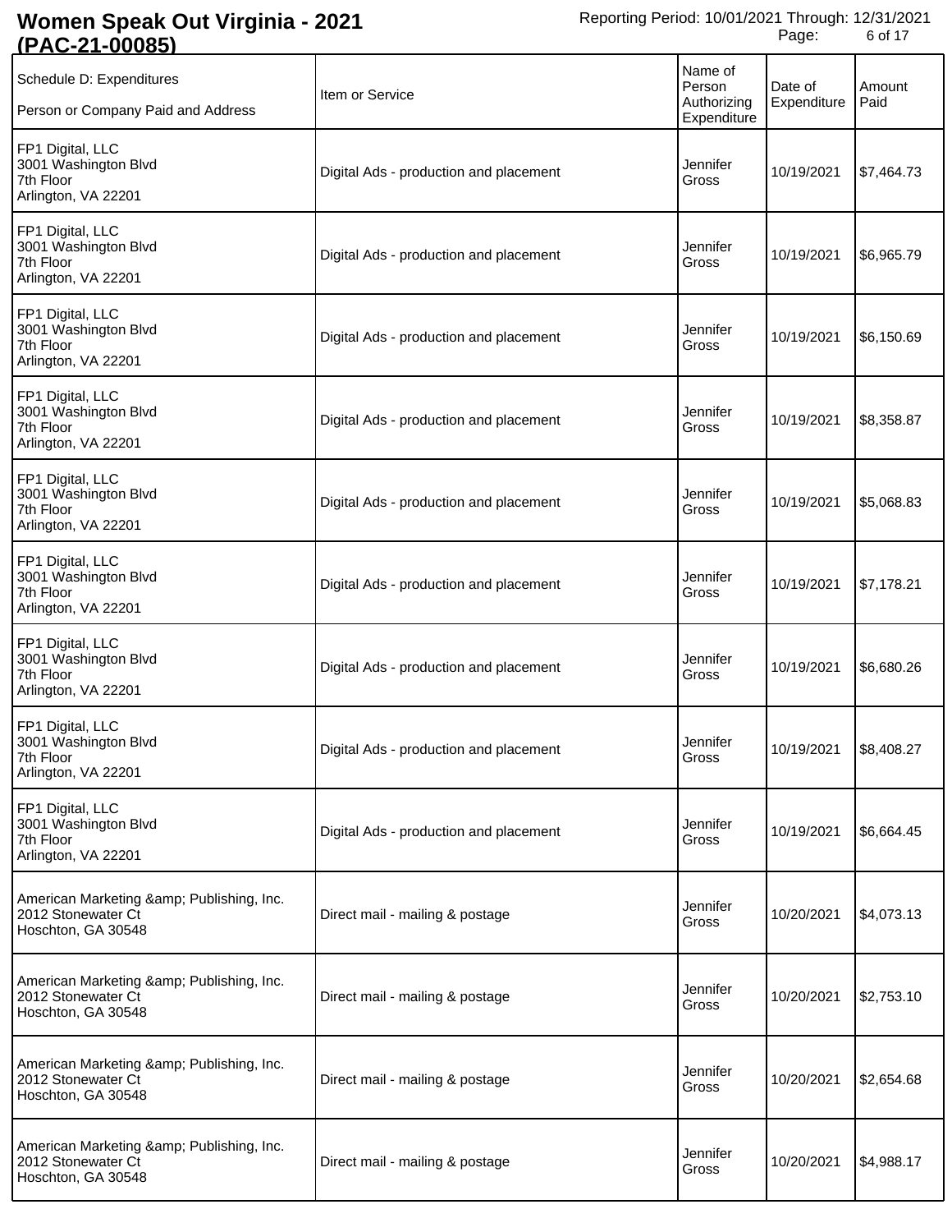# Women Speak Out Virginia - 2021 (PAC-21-00085)

Reporting Period: 10/01/2021 Through: 12/31/2021

| Schedule D: Expenditures<br>Person or Company Paid and Address | Item or Service | Name of Person Authorizing Expenditure | Date of Expenditure | Amount Paid |
|---|---|---|---|---|
| FP1 Digital, LLC<br>3001 Washington Blvd<br>7th Floor<br>Arlington, VA 22201 | Digital Ads - production and placement | Jennifer Gross | 10/19/2021 | $7,464.73 |
| FP1 Digital, LLC<br>3001 Washington Blvd<br>7th Floor<br>Arlington, VA 22201 | Digital Ads - production and placement | Jennifer Gross | 10/19/2021 | $6,965.79 |
| FP1 Digital, LLC<br>3001 Washington Blvd<br>7th Floor<br>Arlington, VA 22201 | Digital Ads - production and placement | Jennifer Gross | 10/19/2021 | $6,150.69 |
| FP1 Digital, LLC<br>3001 Washington Blvd<br>7th Floor<br>Arlington, VA 22201 | Digital Ads - production and placement | Jennifer Gross | 10/19/2021 | $8,358.87 |
| FP1 Digital, LLC<br>3001 Washington Blvd<br>7th Floor<br>Arlington, VA 22201 | Digital Ads - production and placement | Jennifer Gross | 10/19/2021 | $5,068.83 |
| FP1 Digital, LLC<br>3001 Washington Blvd<br>7th Floor<br>Arlington, VA 22201 | Digital Ads - production and placement | Jennifer Gross | 10/19/2021 | $7,178.21 |
| FP1 Digital, LLC<br>3001 Washington Blvd<br>7th Floor<br>Arlington, VA 22201 | Digital Ads - production and placement | Jennifer Gross | 10/19/2021 | $6,680.26 |
| FP1 Digital, LLC<br>3001 Washington Blvd<br>7th Floor<br>Arlington, VA 22201 | Digital Ads - production and placement | Jennifer Gross | 10/19/2021 | $8,408.27 |
| FP1 Digital, LLC<br>3001 Washington Blvd<br>7th Floor<br>Arlington, VA 22201 | Digital Ads - production and placement | Jennifer Gross | 10/19/2021 | $6,664.45 |
| American Marketing &amp; Publishing, Inc.<br>2012 Stonewater Ct<br>Hoschton, GA 30548 | Direct mail - mailing & postage | Jennifer Gross | 10/20/2021 | $4,073.13 |
| American Marketing &amp; Publishing, Inc.<br>2012 Stonewater Ct<br>Hoschton, GA 30548 | Direct mail - mailing & postage | Jennifer Gross | 10/20/2021 | $2,753.10 |
| American Marketing &amp; Publishing, Inc.<br>2012 Stonewater Ct<br>Hoschton, GA 30548 | Direct mail - mailing & postage | Jennifer Gross | 10/20/2021 | $2,654.68 |
| American Marketing &amp; Publishing, Inc.<br>2012 Stonewater Ct<br>Hoschton, GA 30548 | Direct mail - mailing & postage | Jennifer Gross | 10/20/2021 | $4,988.17 |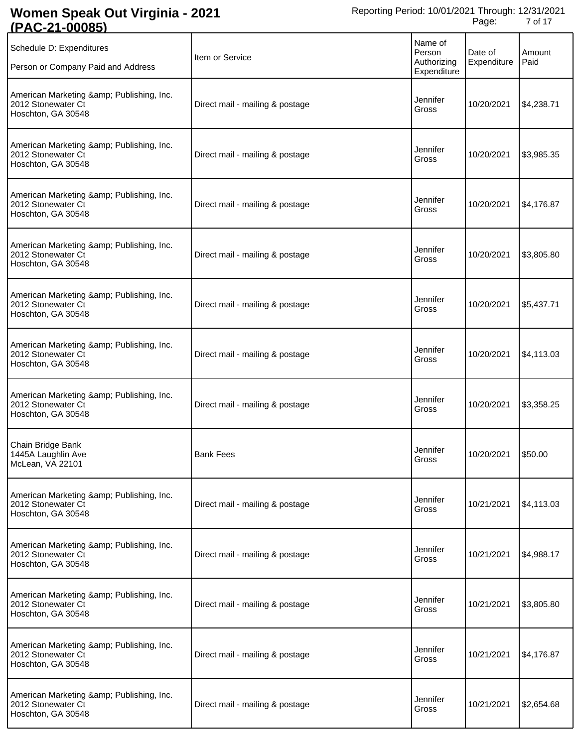# Women Speak Out Virginia - 2021 (PAC-21-00085)

Reporting Period: 10/01/2021 Through: 12/31/2021

| Schedule D: Expenditures<br>Person or Company Paid and Address | Item or Service | Name of Person Authorizing Expenditure | Date of Expenditure | Amount Paid |
|---|---|---|---|---|
| American Marketing &amp; Publishing, Inc.<br>2012 Stonewater Ct<br>Hoschton, GA 30548 | Direct mail - mailing & postage | Jennifer Gross | 10/20/2021 | $4,238.71 |
| American Marketing &amp; Publishing, Inc.<br>2012 Stonewater Ct<br>Hoschton, GA 30548 | Direct mail - mailing & postage | Jennifer Gross | 10/20/2021 | $3,985.35 |
| American Marketing &amp; Publishing, Inc.<br>2012 Stonewater Ct<br>Hoschton, GA 30548 | Direct mail - mailing & postage | Jennifer Gross | 10/20/2021 | $4,176.87 |
| American Marketing &amp; Publishing, Inc.<br>2012 Stonewater Ct<br>Hoschton, GA 30548 | Direct mail - mailing & postage | Jennifer Gross | 10/20/2021 | $3,805.80 |
| American Marketing &amp; Publishing, Inc.<br>2012 Stonewater Ct<br>Hoschton, GA 30548 | Direct mail - mailing & postage | Jennifer Gross | 10/20/2021 | $5,437.71 |
| American Marketing &amp; Publishing, Inc.<br>2012 Stonewater Ct<br>Hoschton, GA 30548 | Direct mail - mailing & postage | Jennifer Gross | 10/20/2021 | $4,113.03 |
| American Marketing &amp; Publishing, Inc.<br>2012 Stonewater Ct<br>Hoschton, GA 30548 | Direct mail - mailing & postage | Jennifer Gross | 10/20/2021 | $3,358.25 |
| Chain Bridge Bank<br>1445A Laughlin Ave<br>McLean, VA 22101 | Bank Fees | Jennifer Gross | 10/20/2021 | $50.00 |
| American Marketing &amp; Publishing, Inc.<br>2012 Stonewater Ct<br>Hoschton, GA 30548 | Direct mail - mailing & postage | Jennifer Gross | 10/21/2021 | $4,113.03 |
| American Marketing &amp; Publishing, Inc.<br>2012 Stonewater Ct<br>Hoschton, GA 30548 | Direct mail - mailing & postage | Jennifer Gross | 10/21/2021 | $4,988.17 |
| American Marketing &amp; Publishing, Inc.<br>2012 Stonewater Ct<br>Hoschton, GA 30548 | Direct mail - mailing & postage | Jennifer Gross | 10/21/2021 | $3,805.80 |
| American Marketing &amp; Publishing, Inc.<br>2012 Stonewater Ct<br>Hoschton, GA 30548 | Direct mail - mailing & postage | Jennifer Gross | 10/21/2021 | $4,176.87 |
| American Marketing &amp; Publishing, Inc.<br>2012 Stonewater Ct<br>Hoschton, GA 30548 | Direct mail - mailing & postage | Jennifer Gross | 10/21/2021 | $2,654.68 |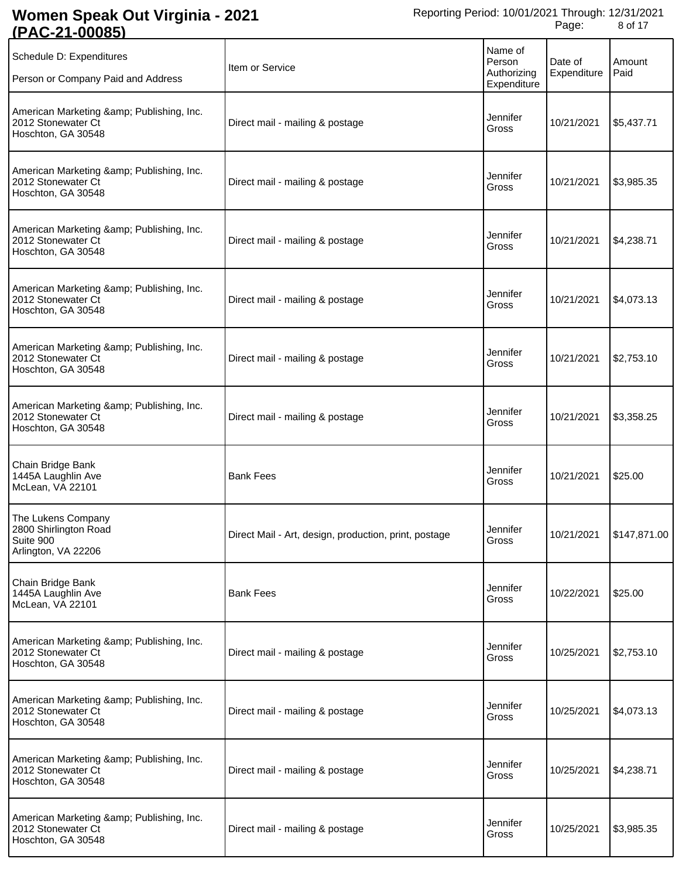# Women Speak Out Virginia - 2021 (PAC-21-00085)

Reporting Period: 10/01/2021 Through: 12/31/2021

| Schedule D: Expenditures<br>Person or Company Paid and Address | Item or Service | Name of Person Authorizing Expenditure | Date of Expenditure | Amount Paid |
|---|---|---|---|---|
| American Marketing &amp; Publishing, Inc.<br>2012 Stonewater Ct<br>Hoschton, GA 30548 | Direct mail - mailing & postage | Jennifer Gross | 10/21/2021 | $5,437.71 |
| American Marketing &amp; Publishing, Inc.<br>2012 Stonewater Ct<br>Hoschton, GA 30548 | Direct mail - mailing & postage | Jennifer Gross | 10/21/2021 | $3,985.35 |
| American Marketing &amp; Publishing, Inc.<br>2012 Stonewater Ct<br>Hoschton, GA 30548 | Direct mail - mailing & postage | Jennifer Gross | 10/21/2021 | $4,238.71 |
| American Marketing &amp; Publishing, Inc.<br>2012 Stonewater Ct<br>Hoschton, GA 30548 | Direct mail - mailing & postage | Jennifer Gross | 10/21/2021 | $4,073.13 |
| American Marketing &amp; Publishing, Inc.<br>2012 Stonewater Ct<br>Hoschton, GA 30548 | Direct mail - mailing & postage | Jennifer Gross | 10/21/2021 | $2,753.10 |
| American Marketing &amp; Publishing, Inc.<br>2012 Stonewater Ct<br>Hoschton, GA 30548 | Direct mail - mailing & postage | Jennifer Gross | 10/21/2021 | $3,358.25 |
| Chain Bridge Bank<br>1445A Laughlin Ave<br>McLean, VA 22101 | Bank Fees | Jennifer Gross | 10/21/2021 | $25.00 |
| The Lukens Company<br>2800 Shirlington Road<br>Suite 900<br>Arlington, VA 22206 | Direct Mail - Art, design, production, print, postage | Jennifer Gross | 10/21/2021 | $147,871.00 |
| Chain Bridge Bank<br>1445A Laughlin Ave<br>McLean, VA 22101 | Bank Fees | Jennifer Gross | 10/22/2021 | $25.00 |
| American Marketing &amp; Publishing, Inc.<br>2012 Stonewater Ct<br>Hoschton, GA 30548 | Direct mail - mailing & postage | Jennifer Gross | 10/25/2021 | $2,753.10 |
| American Marketing &amp; Publishing, Inc.<br>2012 Stonewater Ct<br>Hoschton, GA 30548 | Direct mail - mailing & postage | Jennifer Gross | 10/25/2021 | $4,073.13 |
| American Marketing &amp; Publishing, Inc.<br>2012 Stonewater Ct<br>Hoschton, GA 30548 | Direct mail - mailing & postage | Jennifer Gross | 10/25/2021 | $4,238.71 |
| American Marketing &amp; Publishing, Inc.<br>2012 Stonewater Ct<br>Hoschton, GA 30548 | Direct mail - mailing & postage | Jennifer Gross | 10/25/2021 | $3,985.35 |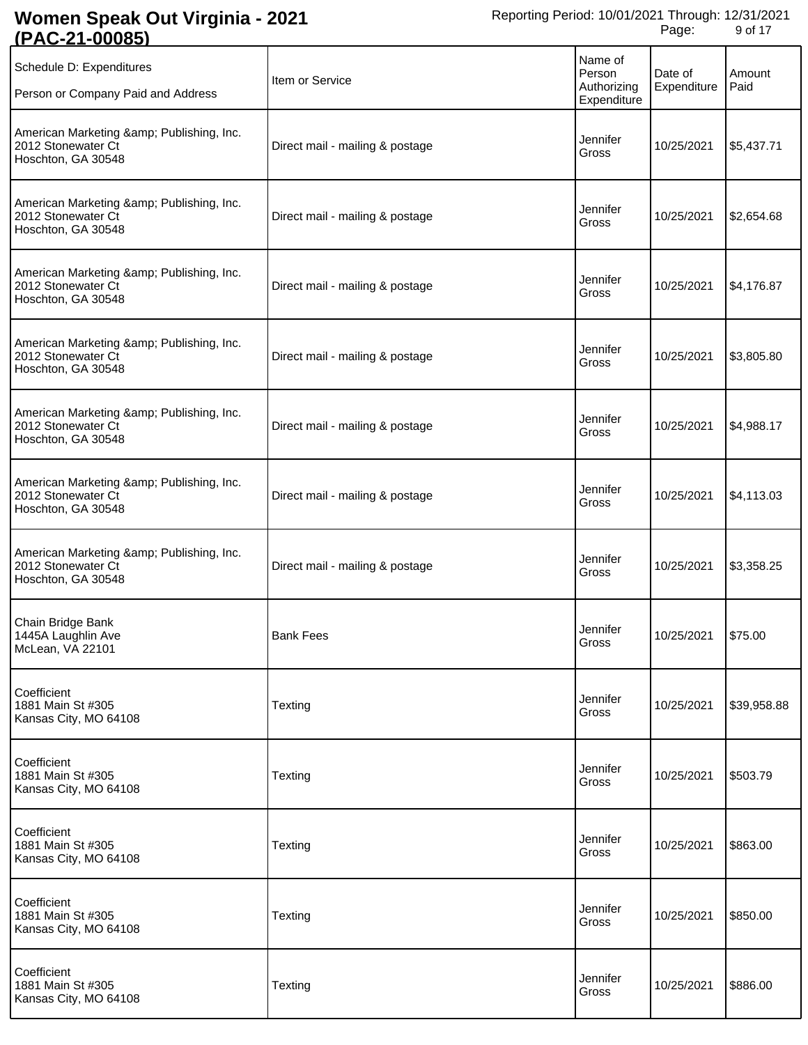# Women Speak Out Virginia - 2021 (PAC-21-00085)

Reporting Period: 10/01/2021 Through: 12/31/2021

| Schedule D: Expenditures<br>Person or Company Paid and Address | Item or Service | Name of Person Authorizing Expenditure | Date of Expenditure | Amount Paid |
|---|---|---|---|---|
| American Marketing &amp; Publishing, Inc.<br>2012 Stonewater Ct<br>Hoschton, GA 30548 | Direct mail - mailing & postage | Jennifer Gross | 10/25/2021 | $5,437.71 |
| American Marketing &amp; Publishing, Inc.<br>2012 Stonewater Ct<br>Hoschton, GA 30548 | Direct mail - mailing & postage | Jennifer Gross | 10/25/2021 | $2,654.68 |
| American Marketing &amp; Publishing, Inc.<br>2012 Stonewater Ct<br>Hoschton, GA 30548 | Direct mail - mailing & postage | Jennifer Gross | 10/25/2021 | $4,176.87 |
| American Marketing &amp; Publishing, Inc.<br>2012 Stonewater Ct<br>Hoschton, GA 30548 | Direct mail - mailing & postage | Jennifer Gross | 10/25/2021 | $3,805.80 |
| American Marketing &amp; Publishing, Inc.<br>2012 Stonewater Ct<br>Hoschton, GA 30548 | Direct mail - mailing & postage | Jennifer Gross | 10/25/2021 | $4,988.17 |
| American Marketing &amp; Publishing, Inc.<br>2012 Stonewater Ct<br>Hoschton, GA 30548 | Direct mail - mailing & postage | Jennifer Gross | 10/25/2021 | $4,113.03 |
| American Marketing &amp; Publishing, Inc.<br>2012 Stonewater Ct<br>Hoschton, GA 30548 | Direct mail - mailing & postage | Jennifer Gross | 10/25/2021 | $3,358.25 |
| Chain Bridge Bank<br>1445A Laughlin Ave<br>McLean, VA 22101 | Bank Fees | Jennifer Gross | 10/25/2021 | $75.00 |
| Coefficient<br>1881 Main St #305<br>Kansas City, MO 64108 | Texting | Jennifer Gross | 10/25/2021 | $39,958.88 |
| Coefficient<br>1881 Main St #305<br>Kansas City, MO 64108 | Texting | Jennifer Gross | 10/25/2021 | $503.79 |
| Coefficient<br>1881 Main St #305<br>Kansas City, MO 64108 | Texting | Jennifer Gross | 10/25/2021 | $863.00 |
| Coefficient<br>1881 Main St #305<br>Kansas City, MO 64108 | Texting | Jennifer Gross | 10/25/2021 | $850.00 |
| Coefficient<br>1881 Main St #305<br>Kansas City, MO 64108 | Texting | Jennifer Gross | 10/25/2021 | $886.00 |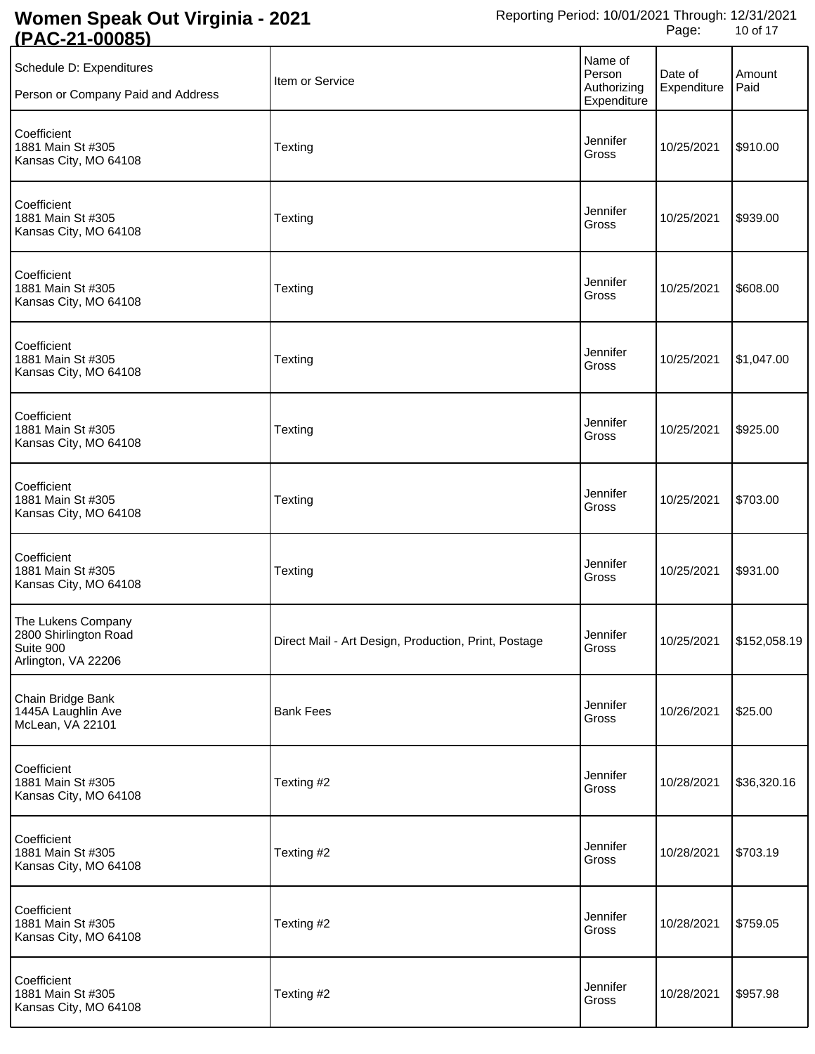| Schedule D: Expenditures<br>Person or Company Paid and Address | Item or Service | Name of Person Authorizing Expenditure | Date of Expenditure | Amount Paid |
|---|---|---|---|---|
| Coefficient<br>1881 Main St #305<br>Kansas City, MO 64108 | Texting | Jennifer Gross | 10/25/2021 | $910.00 |
| Coefficient<br>1881 Main St #305<br>Kansas City, MO 64108 | Texting | Jennifer Gross | 10/25/2021 | $939.00 |
| Coefficient<br>1881 Main St #305<br>Kansas City, MO 64108 | Texting | Jennifer Gross | 10/25/2021 | $608.00 |
| Coefficient<br>1881 Main St #305<br>Kansas City, MO 64108 | Texting | Jennifer Gross | 10/25/2021 | $1,047.00 |
| Coefficient<br>1881 Main St #305<br>Kansas City, MO 64108 | Texting | Jennifer Gross | 10/25/2021 | $925.00 |
| Coefficient<br>1881 Main St #305<br>Kansas City, MO 64108 | Texting | Jennifer Gross | 10/25/2021 | $703.00 |
| Coefficient<br>1881 Main St #305<br>Kansas City, MO 64108 | Texting | Jennifer Gross | 10/25/2021 | $931.00 |
| The Lukens Company<br>2800 Shirlington Road<br>Suite 900<br>Arlington, VA 22206 | Direct Mail - Art Design, Production, Print, Postage | Jennifer Gross | 10/25/2021 | $152,058.19 |
| Chain Bridge Bank<br>1445A Laughlin Ave<br>McLean, VA 22101 | Bank Fees | Jennifer Gross | 10/26/2021 | $25.00 |
| Coefficient<br>1881 Main St #305<br>Kansas City, MO 64108 | Texting #2 | Jennifer Gross | 10/28/2021 | $36,320.16 |
| Coefficient<br>1881 Main St #305<br>Kansas City, MO 64108 | Texting #2 | Jennifer Gross | 10/28/2021 | $703.19 |
| Coefficient<br>1881 Main St #305<br>Kansas City, MO 64108 | Texting #2 | Jennifer Gross | 10/28/2021 | $759.05 |
| Coefficient<br>1881 Main St #305<br>Kansas City, MO 64108 | Texting #2 | Jennifer Gross | 10/28/2021 | $957.98 |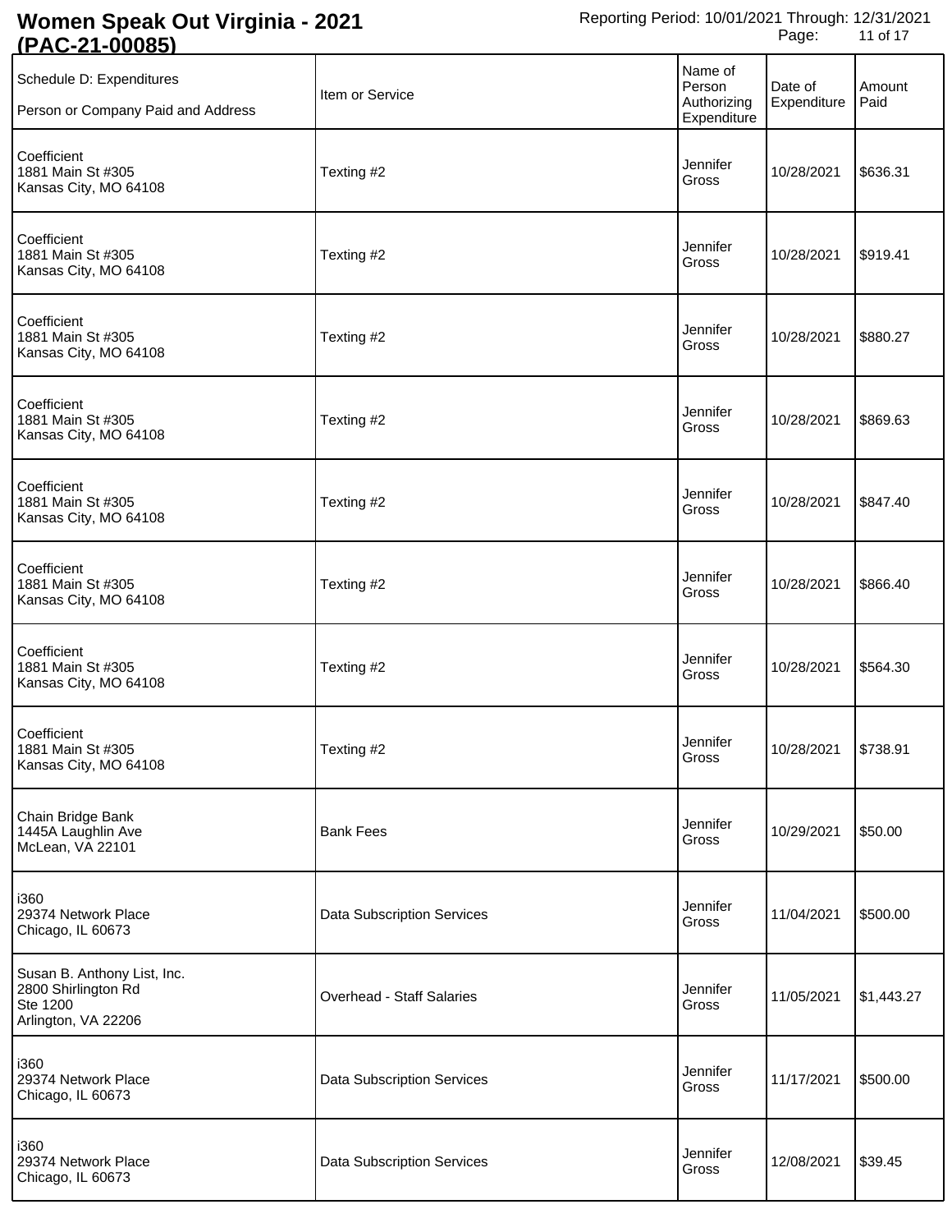# Women Speak Out Virginia - 2021 (PAC-21-00085)

Reporting Period: 10/01/2021 Through: 12/31/2021

| Schedule D: Expenditures<br>Person or Company Paid and Address | Item or Service | Name of Person Authorizing Expenditure | Date of Expenditure | Amount Paid |
|---|---|---|---|---|
| Coefficient<br>1881 Main St #305<br>Kansas City, MO 64108 | Texting #2 | Jennifer Gross | 10/28/2021 | $636.31 |
| Coefficient<br>1881 Main St #305<br>Kansas City, MO 64108 | Texting #2 | Jennifer Gross | 10/28/2021 | $919.41 |
| Coefficient<br>1881 Main St #305<br>Kansas City, MO 64108 | Texting #2 | Jennifer Gross | 10/28/2021 | $880.27 |
| Coefficient<br>1881 Main St #305<br>Kansas City, MO 64108 | Texting #2 | Jennifer Gross | 10/28/2021 | $869.63 |
| Coefficient<br>1881 Main St #305<br>Kansas City, MO 64108 | Texting #2 | Jennifer Gross | 10/28/2021 | $847.40 |
| Coefficient<br>1881 Main St #305<br>Kansas City, MO 64108 | Texting #2 | Jennifer Gross | 10/28/2021 | $866.40 |
| Coefficient<br>1881 Main St #305<br>Kansas City, MO 64108 | Texting #2 | Jennifer Gross | 10/28/2021 | $564.30 |
| Coefficient<br>1881 Main St #305<br>Kansas City, MO 64108 | Texting #2 | Jennifer Gross | 10/28/2021 | $738.91 |
| Chain Bridge Bank<br>1445A Laughlin Ave<br>McLean, VA 22101 | Bank Fees | Jennifer Gross | 10/29/2021 | $50.00 |
| i360<br>29374 Network Place<br>Chicago, IL 60673 | Data Subscription Services | Jennifer Gross | 11/04/2021 | $500.00 |
| Susan B. Anthony List, Inc.<br>2800 Shirlington Rd<br>Ste 1200<br>Arlington, VA 22206 | Overhead - Staff Salaries | Jennifer Gross | 11/05/2021 | $1,443.27 |
| i360<br>29374 Network Place<br>Chicago, IL 60673 | Data Subscription Services | Jennifer Gross | 11/17/2021 | $500.00 |
| i360<br>29374 Network Place<br>Chicago, IL 60673 | Data Subscription Services | Jennifer Gross | 12/08/2021 | $39.45 |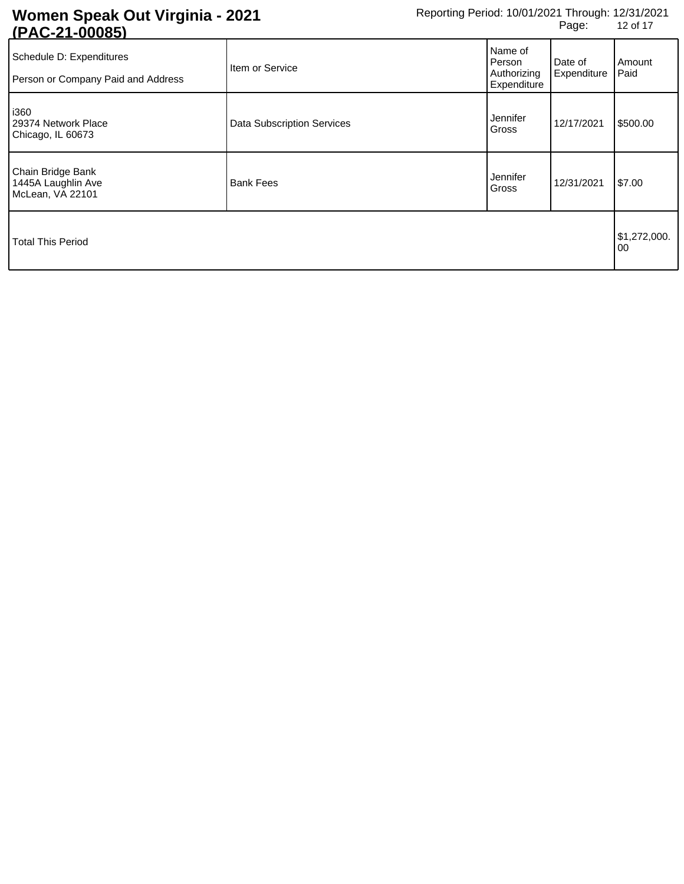| Schedule D: Expenditures<br>Person or Company Paid and Address | Item or Service | Name of Person Authorizing Expenditure | Date of Expenditure | Amount Paid |
|---|---|---|---|---|
| i360<br>29374 Network Place<br>Chicago, IL 60673 | Data Subscription Services | Jennifer Gross | 12/17/2021 | $500.00 |
| Chain Bridge Bank<br>1445A Laughlin Ave<br>McLean, VA 22101 | Bank Fees | Jennifer Gross | 12/31/2021 | $7.00 |
| Total This Period | | | | $1,272,000.00 |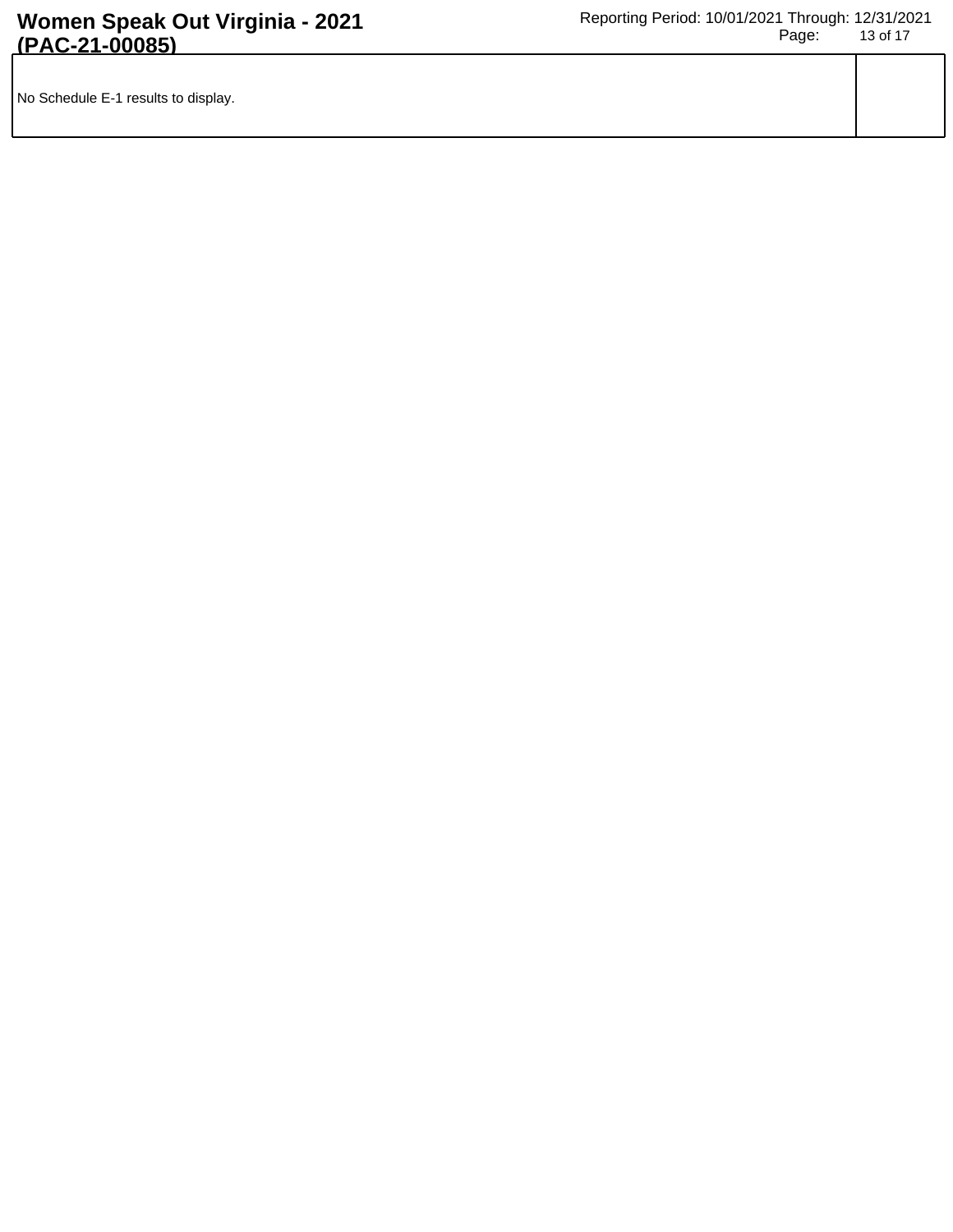| No Schedule E-1 results to display. | |
| --- | --- |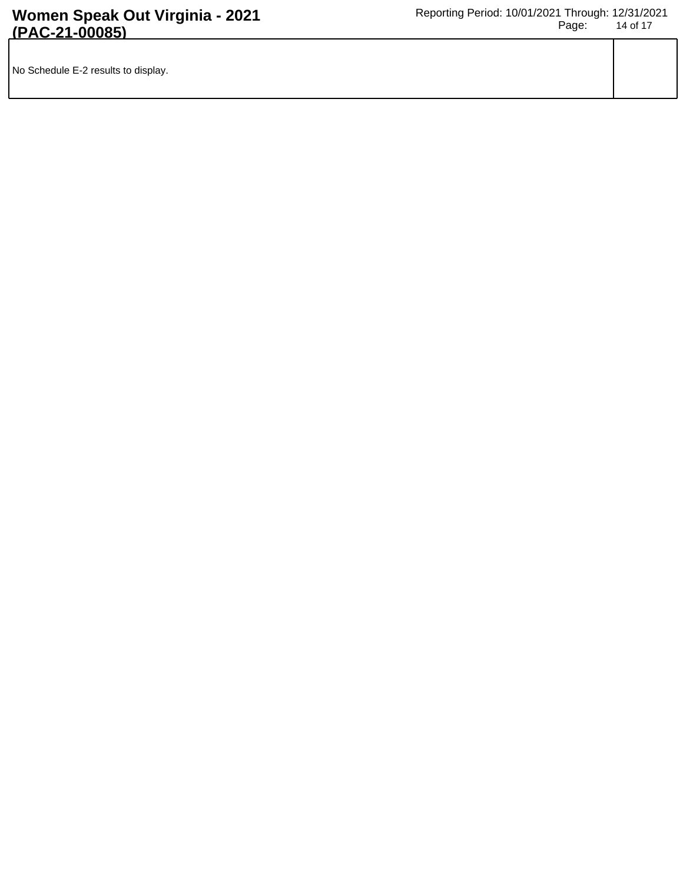| No Schedule E-2 results to display. | |
|---|---|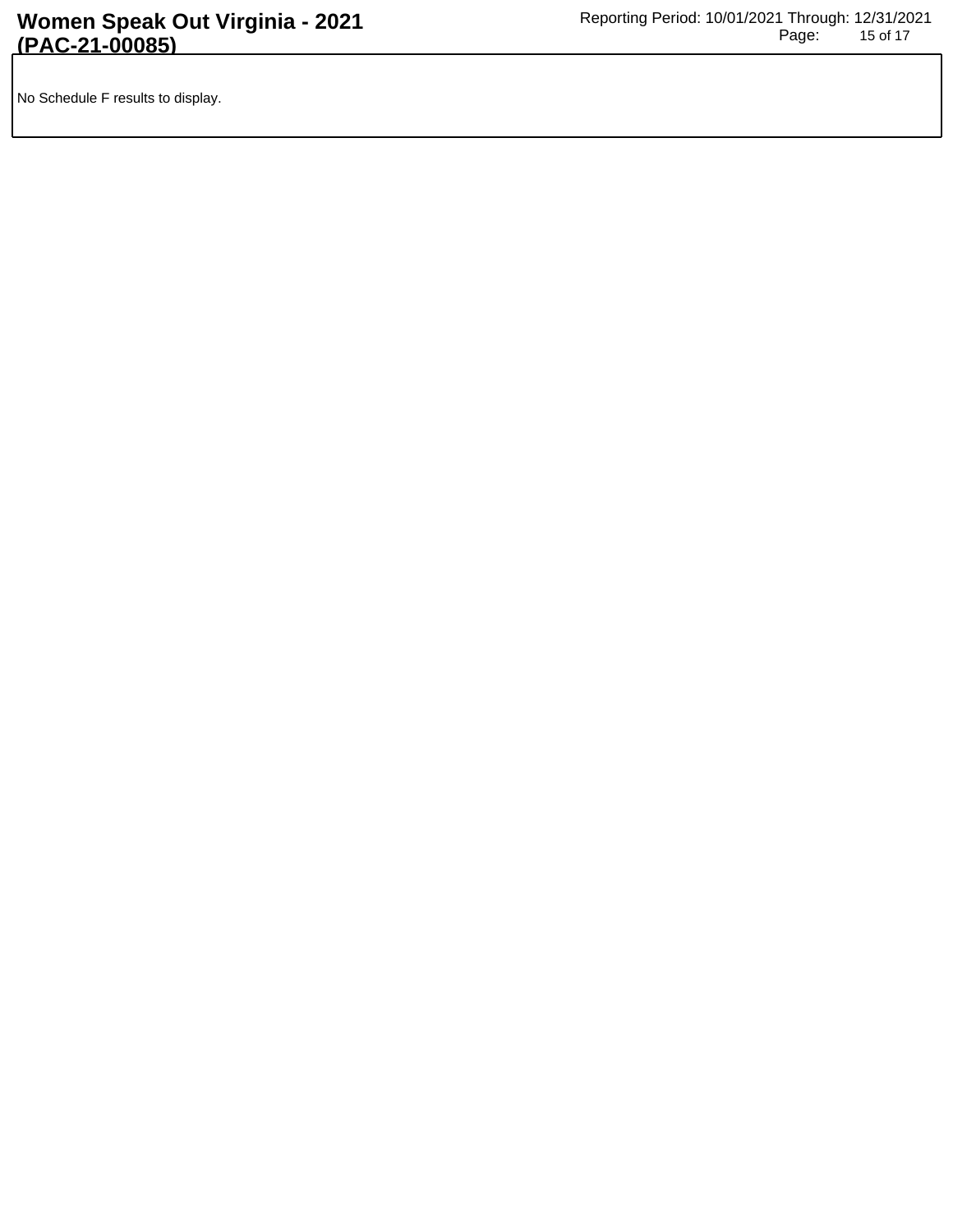No Schedule F results to display.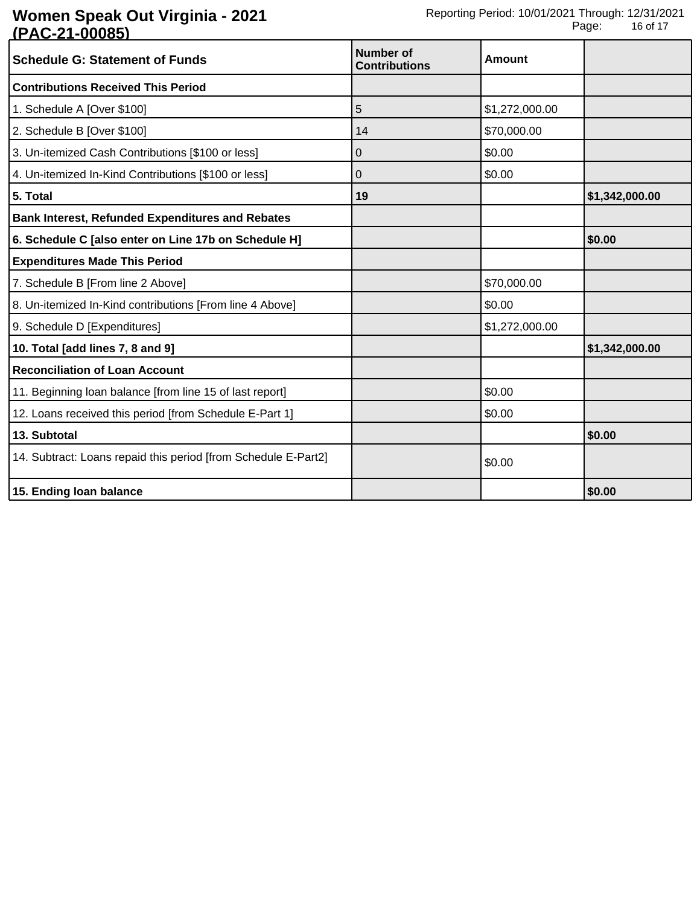| Schedule G: Statement of Funds | Number of Contributions | Amount | |
|---|---|---|---|
| **Contributions Received This Period** | | | |
| 1. Schedule A [Over $100] | 5 | $1,272,000.00 | |
| 2. Schedule B [Over $100] | 14 | $70,000.00 | |
| 3. Un-itemized Cash Contributions [$100 or less] | 0 | $0.00 | |
| 4. Un-itemized In-Kind Contributions [$100 or less] | 0 | $0.00 | |
| **5. Total** | **19** | | **$1,342,000.00** |
| **Bank Interest, Refunded Expenditures and Rebates** | | | |
| **6. Schedule C [also enter on Line 17b on Schedule H]** | | | **$0.00** |
| **Expenditures Made This Period** | | | |
| 7. Schedule B [From line 2 Above] | | $70,000.00 | |
| 8. Un-itemized In-Kind contributions [From line 4 Above] | | $0.00 | |
| 9. Schedule D [Expenditures] | | $1,272,000.00 | |
| **10. Total [add lines 7, 8 and 9]** | | | **$1,342,000.00** |
| **Reconciliation of Loan Account** | | | |
| 11. Beginning loan balance [from line 15 of last report] | | $0.00 | |
| 12. Loans received this period [from Schedule E-Part 1] | | $0.00 | |
| **13. Subtotal** | | | **$0.00** |
| 14. Subtract: Loans repaid this period [from Schedule E-Part2] | | $0.00 | |
| **15. Ending loan balance** | | | **$0.00** |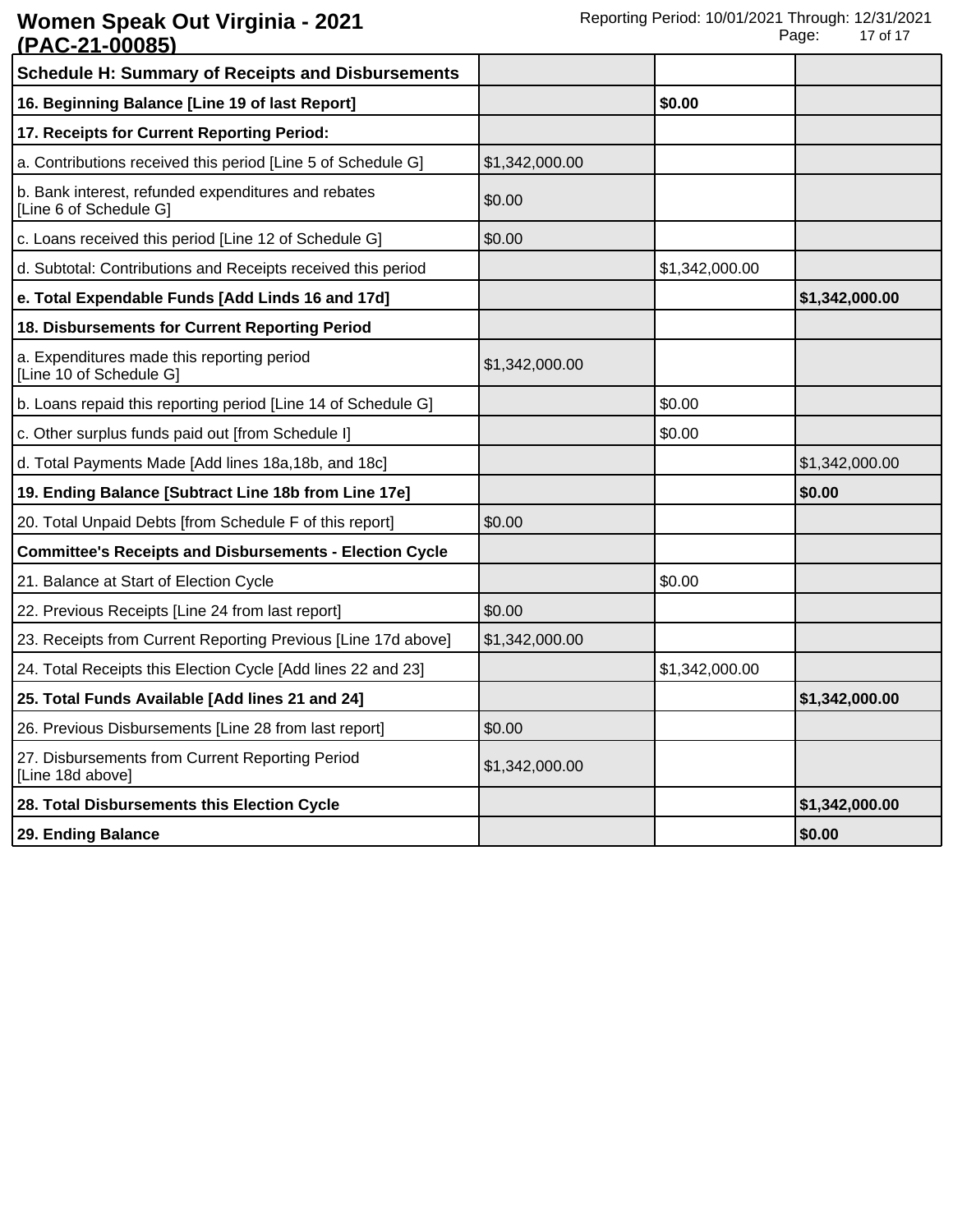**Women Speak Out Virginia - 2021 (PAC-21-00085)**

Reporting Period: 10/01/2021 Through: 12/31/2021

| **Schedule H: Summary of Receipts and Disbursements** | | | |
|---|---|---|---|
| **16. Beginning Balance [Line 19 of last Report]** | | **$0.00** | |
| **17. Receipts for Current Reporting Period:** | | | |
| a. Contributions received this period [Line 5 of Schedule G] | $1,342,000.00 | | |
| b. Bank interest, refunded expenditures and rebates [Line 6 of Schedule G] | $0.00 | | |
| c. Loans received this period [Line 12 of Schedule G] | $0.00 | | |
| d. Subtotal: Contributions and Receipts received this period | | $1,342,000.00 | |
| **e. Total Expendable Funds [Add Linds 16 and 17d]** | | | **$1,342,000.00** |
| **18. Disbursements for Current Reporting Period** | | | |
| a. Expenditures made this reporting period [Line 10 of Schedule G] | $1,342,000.00 | | |
| b. Loans repaid this reporting period [Line 14 of Schedule G] | | $0.00 | |
| c. Other surplus funds paid out [from Schedule I] | | $0.00 | |
| d. Total Payments Made [Add lines 18a,18b, and 18c] | | | $1,342,000.00 |
| **19. Ending Balance [Subtract Line 18b from Line 17e]** | | | **$0.00** |
| 20. Total Unpaid Debts [from Schedule F of this report] | $0.00 | | |
| **Committee's Receipts and Disbursements - Election Cycle** | | | |
| 21. Balance at Start of Election Cycle | | $0.00 | |
| 22. Previous Receipts [Line 24 from last report] | $0.00 | | |
| 23. Receipts from Current Reporting Previous [Line 17d above] | $1,342,000.00 | | |
| 24. Total Receipts this Election Cycle [Add lines 22 and 23] | | $1,342,000.00 | |
| **25. Total Funds Available [Add lines 21 and 24]** | | | **$1,342,000.00** |
| 26. Previous Disbursements [Line 28 from last report] | $0.00 | | |
| 27. Disbursements from Current Reporting Period [Line 18d above] | $1,342,000.00 | | |
| **28. Total Disbursements this Election Cycle** | | | **$1,342,000.00** |
| **29. Ending Balance** | | | **$0.00** |